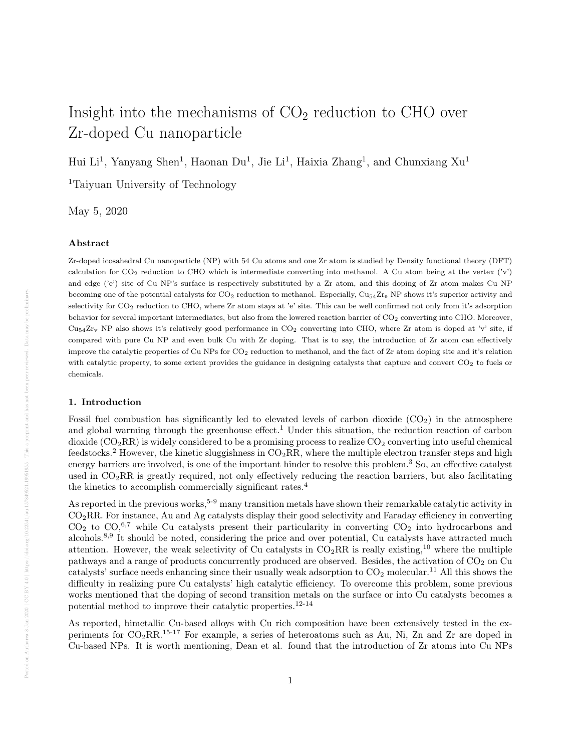# Insight into the mechanisms of $CO_2$ reduction to CHO over Zr-doped Cu nanoparticle

Hui Li[1], Yanyang Shen[1], Haonan Du[1], Jie Li[1], Haixia Zhang[1], and Chunxiang Xu[1]

[1]Taiyuan University of Technology

May 5, 2020

### Abstract

Zr-doped icosahedral Cu nanoparticle (NP) with 54 Cu atoms and one Zr atom is studied by Density functional theory (DFT) calculation for $CO_2$ reduction to CHO which is intermediate converting into methanol. A Cu atom being at the vertex ('v') and edge ('e') site of Cu NP's surface is respectively substituted by a Zr atom, and this doping of Zr atom makes Cu NP becoming one of the potential catalysts for $CO_2$ reduction to methanol. Especially, $Cu_{54}Zr_e$ NP shows it's superior activity and selectivity for $CO_2$ reduction to CHO, where Zr atom stays at 'e' site. This can be well confirmed not only from it's adsorption behavior for several important intermediates, but also from the lowered reaction barrier of $CO_2$ converting into CHO. Moreover, $Cu_{54}Zr_v$ NP also shows it's relatively good performance in $CO_2$ converting into CHO, where Zr atom is doped at 'v' site, if compared with pure Cu NP and even bulk Cu with Zr doping. That is to say, the introduction of Zr atom can effectively improve the catalytic properties of Cu NPs for $CO_2$ reduction to methanol, and the fact of Zr atom doping site and it's relation with catalytic property, to some extent provides the guidance in designing catalysts that capture and convert $CO_2$ to fuels or chemicals.

### 1. Introduction

Fossil fuel combustion has significantly led to elevated levels of carbon dioxide ($CO_2$) in the atmosphere and global warming through the greenhouse effect.[1] Under this situation, the reduction reaction of carbon dioxide ($CO_2$RR) is widely considered to be a promising process to realize $CO_2$ converting into useful chemical feedstocks.[2] However, the kinetic sluggishness in $CO_2$RR, where the multiple electron transfer steps and high energy barriers are involved, is one of the important hinder to resolve this problem.[3] So, an effective catalyst used in $CO_2$RR is greatly required, not only effectively reducing the reaction barriers, but also facilitating the kinetics to accomplish commercially significant rates.[4]

As reported in the previous works,[5-9] many transition metals have shown their remarkable catalytic activity in $CO_2$RR. For instance, Au and Ag catalysts display their good selectivity and Faraday efficiency in converting $CO_2$ to CO,[6,7] while Cu catalysts present their particularity in converting $CO_2$ into hydrocarbons and alcohols.[8,9] It should be noted, considering the price and over potential, Cu catalysts have attracted much attention. However, the weak selectivity of Cu catalysts in $CO_2$RR is really existing,[10] where the multiple pathways and a range of products concurrently produced are observed. Besides, the activation of $CO_2$ on Cu catalysts' surface needs enhancing since their usually weak adsorption to $CO_2$ molecular.[11] All this shows the difficulty in realizing pure Cu catalysts' high catalytic efficiency. To overcome this problem, some previous works mentioned that the doping of second transition metals on the surface or into Cu catalysts becomes a potential method to improve their catalytic properties.[12-14]

As reported, bimetallic Cu-based alloys with Cu rich composition have been extensively tested in the experiments for $CO_2$RR.[15-17] For example, a series of heteroatoms such as Au, Ni, Zn and Zr are doped in Cu-based NPs. It is worth mentioning, Dean et al. found that the introduction of Zr atoms into Cu NPs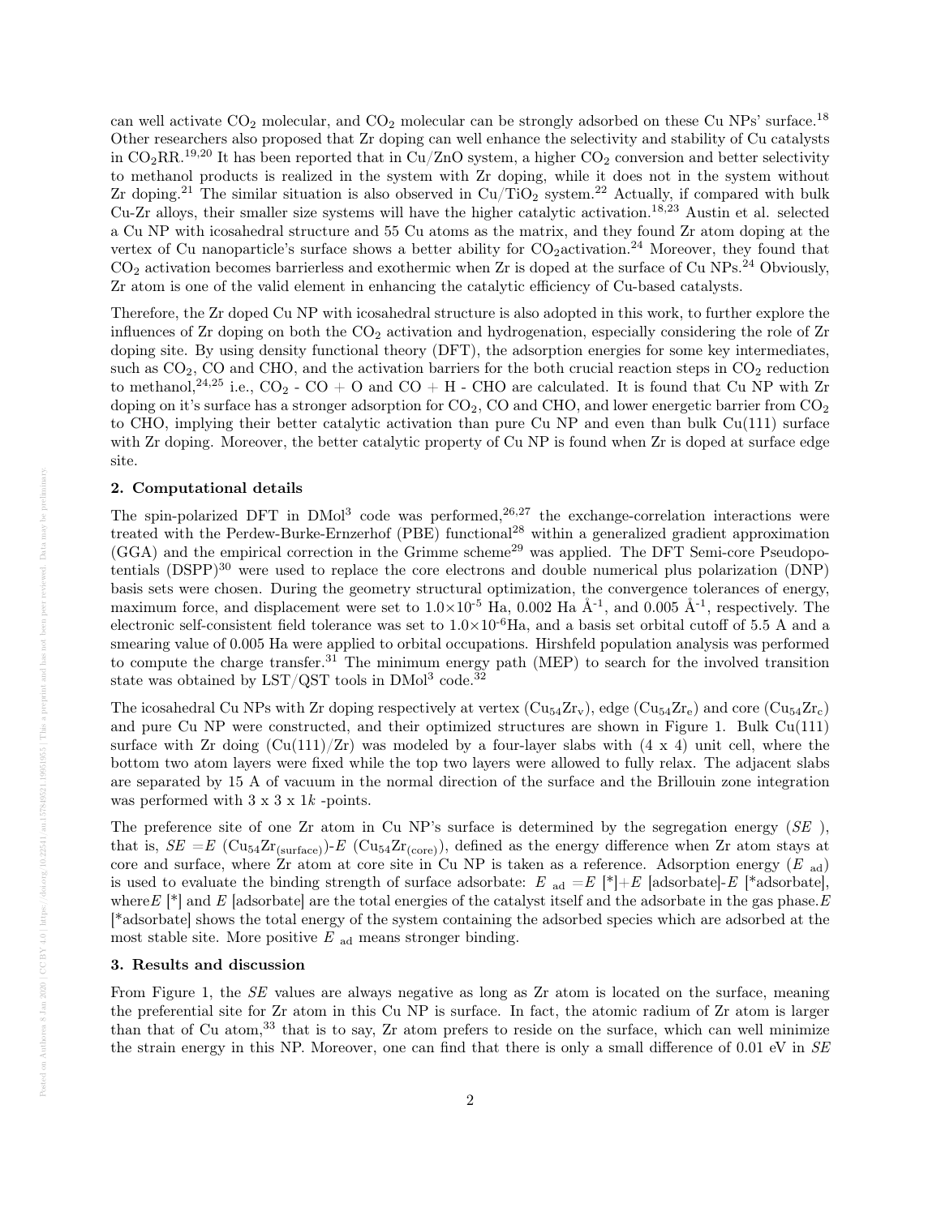can well activate $CO_2$ molecular, and $CO_2$ molecular can be strongly adsorbed on these Cu NPs' surface.[18] Other researchers also proposed that Zr doping can well enhance the selectivity and stability of Cu catalysts in $CO_2$RR.[19,20] It has been reported that in Cu/ZnO system, a higher $CO_2$ conversion and better selectivity to methanol products is realized in the system with Zr doping, while it does not in the system without Zr doping.[21] The similar situation is also observed in Cu/$TiO_2$ system.[22] Actually, if compared with bulk Cu-Zr alloys, their smaller size systems will have the higher catalytic activation.[18,23] Austin et al. selected a Cu NP with icosahedral structure and 55 Cu atoms as the matrix, and they found Zr atom doping at the vertex of Cu nanoparticle's surface shows a better ability for $CO_2$activation.[24] Moreover, they found that $CO_2$ activation becomes barrierless and exothermic when Zr is doped at the surface of Cu NPs.[24] Obviously, Zr atom is one of the valid element in enhancing the catalytic efficiency of Cu-based catalysts.

Therefore, the Zr doped Cu NP with icosahedral structure is also adopted in this work, to further explore the influences of Zr doping on both the $CO_2$ activation and hydrogenation, especially considering the role of Zr doping site. By using density functional theory (DFT), the adsorption energies for some key intermediates, such as $CO_2$, CO and CHO, and the activation barriers for the both crucial reaction steps in $CO_2$ reduction to methanol,[24,25] i.e., $CO_2$ - CO + O and CO + H - CHO are calculated. It is found that Cu NP with Zr doping on it's surface has a stronger adsorption for $CO_2$, CO and CHO, and lower energetic barrier from $CO_2$ to CHO, implying their better catalytic activation than pure Cu NP and even than bulk Cu(111) surface with Zr doping. Moreover, the better catalytic property of Cu NP is found when Zr is doped at surface edge site.

## 2. Computational details

The spin-polarized DFT in DMol$^3$ code was performed,[26,27] the exchange-correlation interactions were treated with the Perdew-Burke-Ernzerhof (PBE) functional[28] within a generalized gradient approximation (GGA) and the empirical correction in the Grimme scheme[29] was applied. The DFT Semi-core Pseudopotentials (DSPP)[30] were used to replace the core electrons and double numerical plus polarization (DNP) basis sets were chosen. During the geometry structural optimization, the convergence tolerances of energy, maximum force, and displacement were set to $1.0\times10^{-5}$ Ha, 0.002 Ha Å$^{-1}$, and 0.005 Å$^{-1}$, respectively. The electronic self-consistent field tolerance was set to $1.0\times10^{-6}$Ha, and a basis set orbital cutoff of 5.5 A and a smearing value of 0.005 Ha were applied to orbital occupations. Hirshfeld population analysis was performed to compute the charge transfer.[31] The minimum energy path (MEP) to search for the involved transition state was obtained by LST/QST tools in DMol$^3$ code.[32]

The icosahedral Cu NPs with Zr doping respectively at vertex ($Cu_{54}Zr_v$), edge ($Cu_{54}Zr_e$) and core ($Cu_{54}Zr_c$) and pure Cu NP were constructed, and their optimized structures are shown in Figure 1. Bulk Cu(111) surface with Zr doing (Cu(111)/Zr) was modeled by a four-layer slabs with (4 x 4) unit cell, where the bottom two atom layers were fixed while the top two layers were allowed to fully relax. The adjacent slabs are separated by 15 A of vacuum in the normal direction of the surface and the Brillouin zone integration was performed with 3 x 3 x 1$k$ -points.

The preference site of one Zr atom in Cu NP's surface is determined by the segregation energy ($SE$ ), that is, $SE = E\ (Cu_{54}Zr_{(surface)})$-$E\ (Cu_{54}Zr_{(core)})$, defined as the energy difference when Zr atom stays at core and surface, where Zr atom at core site in Cu NP is taken as a reference. Adsorption energy ($E_{ad}$) is used to evaluate the binding strength of surface adsorbate: $E_{ad} = E\ [*] + E\ [adsorbate] - E\ [*adsorbate]$, where$E$ [*] and $E$ [adsorbate] are the total energies of the catalyst itself and the adsorbate in the gas phase.$E$ [*adsorbate] shows the total energy of the system containing the adsorbed species which are adsorbed at the most stable site. More positive $E_{ad}$ means stronger binding.

## 3. Results and discussion

From Figure 1, the $SE$ values are always negative as long as Zr atom is located on the surface, meaning the preferential site for Zr atom in this Cu NP is surface. In fact, the atomic radium of Zr atom is larger than that of Cu atom,[33] that is to say, Zr atom prefers to reside on the surface, which can well minimize the strain energy in this NP. Moreover, one can find that there is only a small difference of 0.01 eV in $SE$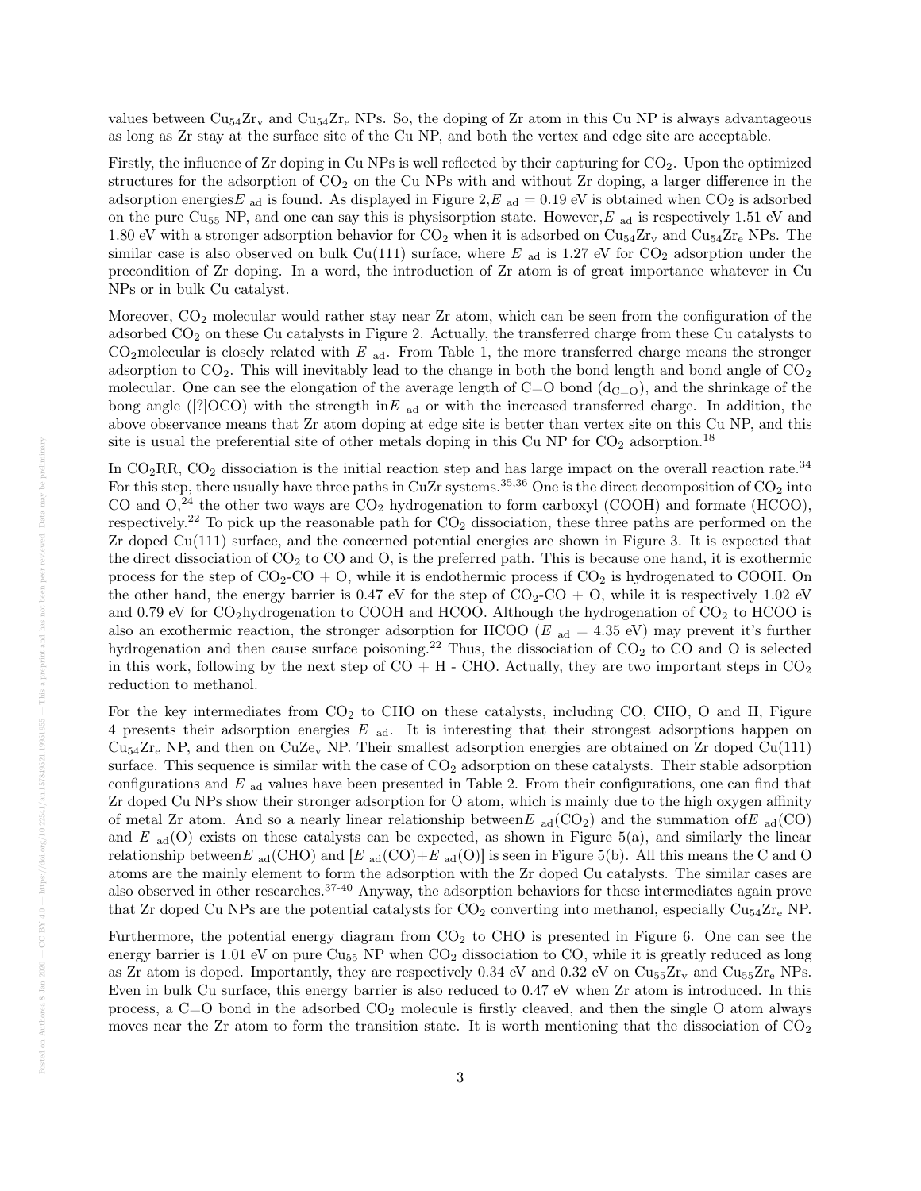values between $Cu_{54}Zr_v$ and $Cu_{54}Zr_e$ NPs. So, the doping of Zr atom in this Cu NP is always advantageous as long as Zr stay at the surface site of the Cu NP, and both the vertex and edge site are acceptable.

Firstly, the influence of Zr doping in Cu NPs is well reflected by their capturing for $CO_2$. Upon the optimized structures for the adsorption of $CO_2$ on the Cu NPs with and without Zr doping, a larger difference in the adsorption energies$E_{ad}$ is found. As displayed in Figure 2,$E_{ad}$ = 0.19 eV is obtained when $CO_2$ is adsorbed on the pure $Cu_{55}$ NP, and one can say this is physisorption state. However,$E_{ad}$ is respectively 1.51 eV and 1.80 eV with a stronger adsorption behavior for $CO_2$ when it is adsorbed on $Cu_{54}Zr_v$ and $Cu_{54}Zr_e$ NPs. The similar case is also observed on bulk Cu(111) surface, where $E_{ad}$ is 1.27 eV for $CO_2$ adsorption under the precondition of Zr doping. In a word, the introduction of Zr atom is of great importance whatever in Cu NPs or in bulk Cu catalyst.

Moreover, $CO_2$ molecular would rather stay near Zr atom, which can be seen from the configuration of the adsorbed $CO_2$ on these Cu catalysts in Figure 2. Actually, the transferred charge from these Cu catalysts to $CO_2$molecular is closely related with $E_{ad}$. From Table 1, the more transferred charge means the stronger adsorption to $CO_2$. This will inevitably lead to the change in both the bond length and bond angle of $CO_2$ molecular. One can see the elongation of the average length of C=O bond ($d_{C=O}$), and the shrinkage of the bong angle ([?]OCO) with the strength in$E_{ad}$ or with the increased transferred charge. In addition, the above observance means that Zr atom doping at edge site is better than vertex site on this Cu NP, and this site is usual the preferential site of other metals doping in this Cu NP for $CO_2$ adsorption.[18]

In $CO_2$RR, $CO_2$ dissociation is the initial reaction step and has large impact on the overall reaction rate.[34] For this step, there usually have three paths in CuZr systems.[35,36] One is the direct decomposition of $CO_2$ into CO and O,[24] the other two ways are $CO_2$ hydrogenation to form carboxyl (COOH) and formate (HCOO), respectively.[22] To pick up the reasonable path for $CO_2$ dissociation, these three paths are performed on the Zr doped Cu(111) surface, and the concerned potential energies are shown in Figure 3. It is expected that the direct dissociation of $CO_2$ to CO and O, is the preferred path. This is because one hand, it is exothermic process for the step of $CO_2$-CO + O, while it is endothermic process if $CO_2$ is hydrogenated to COOH. On the other hand, the energy barrier is 0.47 eV for the step of $CO_2$-CO + O, while it is respectively 1.02 eV and 0.79 eV for $CO_2$hydrogenation to COOH and HCOO. Although the hydrogenation of $CO_2$ to HCOO is also an exothermic reaction, the stronger adsorption for HCOO ($E_{ad}$ = 4.35 eV) may prevent it's further hydrogenation and then cause surface poisoning.[22] Thus, the dissociation of $CO_2$ to CO and O is selected in this work, following by the next step of CO + H - CHO. Actually, they are two important steps in $CO_2$ reduction to methanol.

For the key intermediates from $CO_2$ to CHO on these catalysts, including CO, CHO, O and H, Figure 4 presents their adsorption energies $E_{ad}$. It is interesting that their strongest adsorptions happen on $Cu_{54}Zr_e$ NP, and then on $CuZe_v$ NP. Their smallest adsorption energies are obtained on Zr doped Cu(111) surface. This sequence is similar with the case of $CO_2$ adsorption on these catalysts. Their stable adsorption configurations and $E_{ad}$ values have been presented in Table 2. From their configurations, one can find that Zr doped Cu NPs show their stronger adsorption for O atom, which is mainly due to the high oxygen affinity of metal Zr atom. And so a nearly linear relationship between$E_{ad}(CO_2)$ and the summation of$E_{ad}(CO)$ and $E_{ad}(O)$ exists on these catalysts can be expected, as shown in Figure 5(a), and similarly the linear relationship between$E_{ad}(CHO)$ and $[E_{ad}(CO)+E_{ad}(O)]$ is seen in Figure 5(b). All this means the C and O atoms are the mainly element to form the adsorption with the Zr doped Cu catalysts. The similar cases are also observed in other researches.[37-40] Anyway, the adsorption behaviors for these intermediates again prove that Zr doped Cu NPs are the potential catalysts for $CO_2$ converting into methanol, especially $Cu_{54}Zr_e$ NP.

Furthermore, the potential energy diagram from $CO_2$ to CHO is presented in Figure 6. One can see the energy barrier is 1.01 eV on pure $Cu_{55}$ NP when $CO_2$ dissociation to CO, while it is greatly reduced as long as Zr atom is doped. Importantly, they are respectively 0.34 eV and 0.32 eV on $Cu_{55}Zr_v$ and $Cu_{55}Zr_e$ NPs. Even in bulk Cu surface, this energy barrier is also reduced to 0.47 eV when Zr atom is introduced. In this process, a C=O bond in the adsorbed $CO_2$ molecule is firstly cleaved, and then the single O atom always moves near the Zr atom to form the transition state. It is worth mentioning that the dissociation of $CO_2$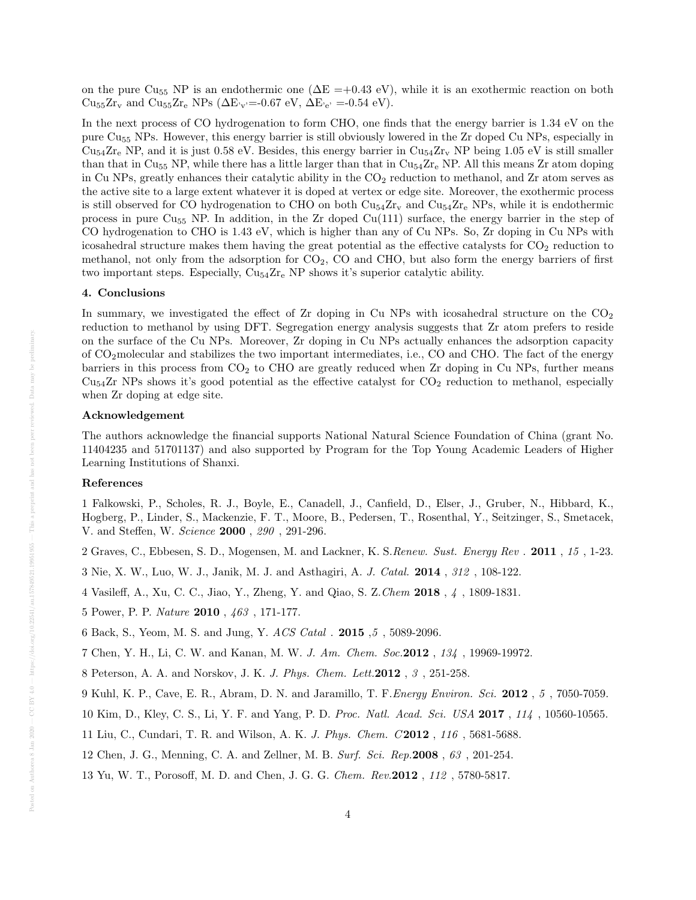on the pure $Cu_{55}$ NP is an endothermic one ($\Delta E$ =+0.43 eV), while it is an exothermic reaction on both $Cu_{55}Zr_v$ and $Cu_{55}Zr_e$ NPs ($\Delta E_{'v'}$=-0.67 eV, $\Delta E_{'e'}$ =-0.54 eV).

In the next process of CO hydrogenation to form CHO, one finds that the energy barrier is 1.34 eV on the pure $Cu_{55}$ NPs. However, this energy barrier is still obviously lowered in the Zr doped Cu NPs, especially in $Cu_{54}Zr_e$ NP, and it is just 0.58 eV. Besides, this energy barrier in $Cu_{54}Zr_v$ NP being 1.05 eV is still smaller than that in $Cu_{55}$ NP, while there has a little larger than that in $Cu_{54}Zr_e$ NP. All this means Zr atom doping in Cu NPs, greatly enhances their catalytic ability in the $CO_2$ reduction to methanol, and Zr atom serves as the active site to a large extent whatever it is doped at vertex or edge site. Moreover, the exothermic process is still observed for CO hydrogenation to CHO on both $Cu_{54}Zr_v$ and $Cu_{54}Zr_e$ NPs, while it is endothermic process in pure $Cu_{55}$ NP. In addition, in the Zr doped Cu(111) surface, the energy barrier in the step of CO hydrogenation to CHO is 1.43 eV, which is higher than any of Cu NPs. So, Zr doping in Cu NPs with icosahedral structure makes them having the great potential as the effective catalysts for $CO_2$ reduction to methanol, not only from the adsorption for $CO_2$, CO and CHO, but also form the energy barriers of first two important steps. Especially, $Cu_{54}Zr_e$ NP shows it's superior catalytic ability.

#### 4. Conclusions

In summary, we investigated the effect of Zr doping in Cu NPs with icosahedral structure on the $CO_2$ reduction to methanol by using DFT. Segregation energy analysis suggests that Zr atom prefers to reside on the surface of the Cu NPs. Moreover, Zr doping in Cu NPs actually enhances the adsorption capacity of $CO_2$molecular and stabilizes the two important intermediates, i.e., CO and CHO. The fact of the energy barriers in this process from $CO_2$ to CHO are greatly reduced when Zr doping in Cu NPs, further means $Cu_{54}Zr$ NPs shows it's good potential as the effective catalyst for $CO_2$ reduction to methanol, especially when Zr doping at edge site.

#### Acknowledgement

The authors acknowledge the financial supports National Natural Science Foundation of China (grant No. 11404235 and 51701137) and also supported by Program for the Top Young Academic Leaders of Higher Learning Institutions of Shanxi.

#### References

1 Falkowski, P., Scholes, R. J., Boyle, E., Canadell, J., Canfield, D., Elser, J., Gruber, N., Hibbard, K., Hogberg, P., Linder, S., Mackenzie, F. T., Moore, B., Pedersen, T., Rosenthal, Y., Seitzinger, S., Smetacek, V. and Steffen, W. *Science* **2000** , *290* , 291-296.

2 Graves, C., Ebbesen, S. D., Mogensen, M. and Lackner, K. S.*Renew. Sust. Energy Rev* . **2011** , *15* , 1-23.

3 Nie, X. W., Luo, W. J., Janik, M. J. and Asthagiri, A. *J. Catal.* **2014** , *312* , 108-122.

4 Vasileff, A., Xu, C. C., Jiao, Y., Zheng, Y. and Qiao, S. Z.*Chem* **2018** , *4* , 1809-1831.

5 Power, P. P. *Nature* **2010** , *463* , 171-177.

6 Back, S., Yeom, M. S. and Jung, Y. *ACS Catal* . **2015** ,*5* , 5089-2096.

7 Chen, Y. H., Li, C. W. and Kanan, M. W. *J. Am. Chem. Soc.***2012** , *134* , 19969-19972.

8 Peterson, A. A. and Norskov, J. K. *J. Phys. Chem. Lett.***2012** , *3* , 251-258.

9 Kuhl, K. P., Cave, E. R., Abram, D. N. and Jaramillo, T. F.*Energy Environ. Sci.* **2012** , *5* , 7050-7059.

10 Kim, D., Kley, C. S., Li, Y. F. and Yang, P. D. *Proc. Natl. Acad. Sci. USA* **2017** , *114* , 10560-10565.

11 Liu, C., Cundari, T. R. and Wilson, A. K. *J. Phys. Chem. C***2012** , *116* , 5681-5688.

12 Chen, J. G., Menning, C. A. and Zellner, M. B. *Surf. Sci. Rep.***2008** , *63* , 201-254.

13 Yu, W. T., Porosoff, M. D. and Chen, J. G. G. *Chem. Rev.***2012** , *112* , 5780-5817.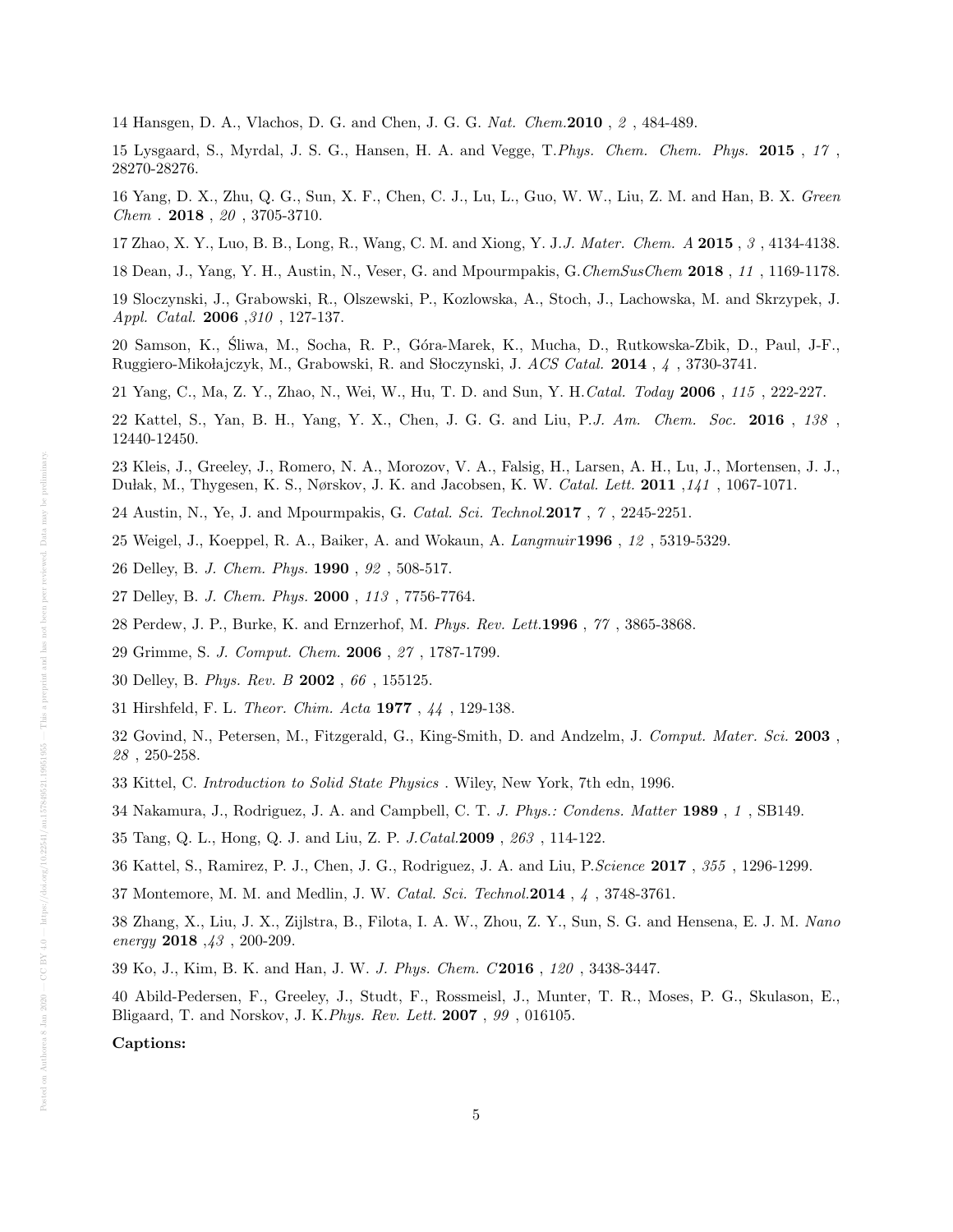14 Hansgen, D. A., Vlachos, D. G. and Chen, J. G. G. *Nat. Chem.* **2010** , *2* , 484-489.

15 Lysgaard, S., Myrdal, J. S. G., Hansen, H. A. and Vegge, T. *Phys. Chem. Chem. Phys.* **2015** , *17* , 28270-28276.

16 Yang, D. X., Zhu, Q. G., Sun, X. F., Chen, C. J., Lu, L., Guo, W. W., Liu, Z. M. and Han, B. X. *Green Chem* . **2018** , *20* , 3705-3710.

17 Zhao, X. Y., Luo, B. B., Long, R., Wang, C. M. and Xiong, Y. J. *J. Mater. Chem. A* **2015** , *3* , 4134-4138.

18 Dean, J., Yang, Y. H., Austin, N., Veser, G. and Mpourmpakis, G. *ChemSusChem* **2018** , *11* , 1169-1178.

19 Sloczynski, J., Grabowski, R., Olszewski, P., Kozlowska, A., Stoch, J., Lachowska, M. and Skrzypek, J. *Appl. Catal.* **2006** , *310* , 127-137.

20 Samson, K., Śliwa, M., Socha, R. P., Góra-Marek, K., Mucha, D., Rutkowska-Zbik, D., Paul, J-F., Ruggiero-Mikołajczyk, M., Grabowski, R. and Słoczynski, J. *ACS Catal.* **2014** , *4* , 3730-3741.

21 Yang, C., Ma, Z. Y., Zhao, N., Wei, W., Hu, T. D. and Sun, Y. H. *Catal. Today* **2006** , *115* , 222-227.

22 Kattel, S., Yan, B. H., Yang, Y. X., Chen, J. G. G. and Liu, P. *J. Am. Chem. Soc.* **2016** , *138* , 12440-12450.

23 Kleis, J., Greeley, J., Romero, N. A., Morozov, V. A., Falsig, H., Larsen, A. H., Lu, J., Mortensen, J. J., Dułak, M., Thygesen, K. S., Nørskov, J. K. and Jacobsen, K. W. *Catal. Lett.* **2011** , *141* , 1067-1071.

24 Austin, N., Ye, J. and Mpourmpakis, G. *Catal. Sci. Technol.* **2017** , *7* , 2245-2251.

25 Weigel, J., Koeppel, R. A., Baiker, A. and Wokaun, A. *Langmuir* **1996** , *12* , 5319-5329.

26 Delley, B. *J. Chem. Phys.* **1990** , *92* , 508-517.

27 Delley, B. *J. Chem. Phys.* **2000** , *113* , 7756-7764.

28 Perdew, J. P., Burke, K. and Ernzerhof, M. *Phys. Rev. Lett.* **1996** , *77* , 3865-3868.

29 Grimme, S. *J. Comput. Chem.* **2006** , *27* , 1787-1799.

30 Delley, B. *Phys. Rev. B* **2002** , *66* , 155125.

31 Hirshfeld, F. L. *Theor. Chim. Acta* **1977** , *44* , 129-138.

32 Govind, N., Petersen, M., Fitzgerald, G., King-Smith, D. and Andzelm, J. *Comput. Mater. Sci.* **2003** , *28* , 250-258.

33 Kittel, C. *Introduction to Solid State Physics* . Wiley, New York, 7th edn, 1996.

34 Nakamura, J., Rodriguez, J. A. and Campbell, C. T. *J. Phys.: Condens. Matter* **1989** , *1* , SB149.

35 Tang, Q. L., Hong, Q. J. and Liu, Z. P. *J.Catal.* **2009** , *263* , 114-122.

36 Kattel, S., Ramirez, P. J., Chen, J. G., Rodriguez, J. A. and Liu, P. *Science* **2017** , *355* , 1296-1299.

37 Montemore, M. M. and Medlin, J. W. *Catal. Sci. Technol.* **2014** , *4* , 3748-3761.

38 Zhang, X., Liu, J. X., Zijlstra, B., Filota, I. A. W., Zhou, Z. Y., Sun, S. G. and Hensena, E. J. M. *Nano energy* **2018** , *43* , 200-209.

39 Ko, J., Kim, B. K. and Han, J. W. *J. Phys. Chem. C* **2016** , *120* , 3438-3447.

40 Abild-Pedersen, F., Greeley, J., Studt, F., Rossmeisl, J., Munter, T. R., Moses, P. G., Skulason, E., Bligaard, T. and Norskov, J. K. *Phys. Rev. Lett.* **2007** , *99* , 016105.

**Captions:**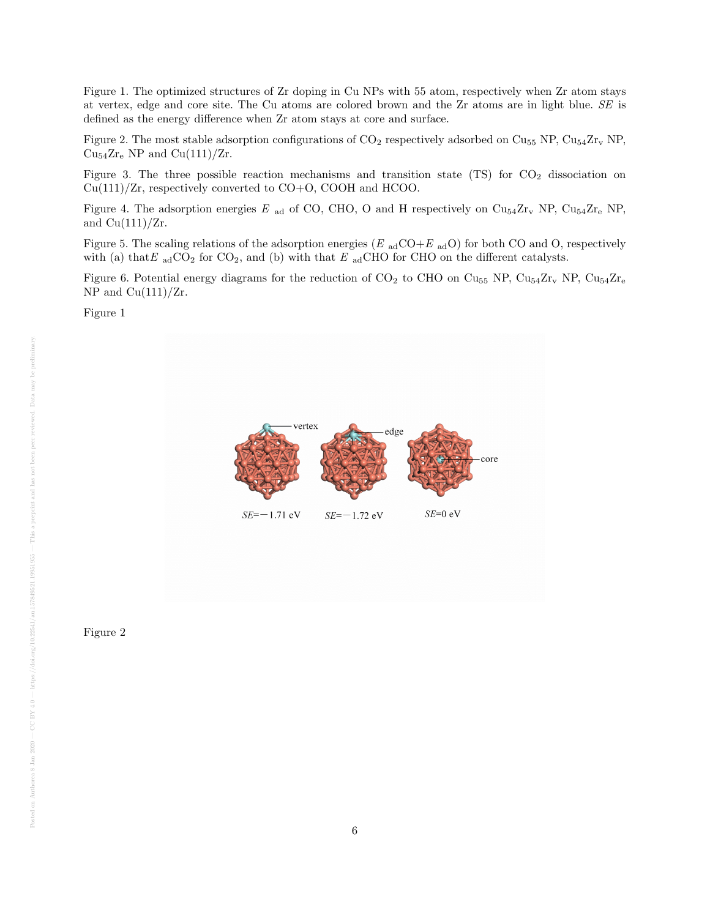Figure 1. The optimized structures of Zr doping in Cu NPs with 55 atom, respectively when Zr atom stays at vertex, edge and core site. The Cu atoms are colored brown and the Zr atoms are in light blue. *SE* is defined as the energy difference when Zr atom stays at core and surface.

Figure 2. The most stable adsorption configurations of $CO_2$ respectively adsorbed on $Cu_{55}$ NP, $Cu_{54}Zr_v$ NP, $Cu_{54}Zr_e$ NP and Cu(111)/Zr.

Figure 3. The three possible reaction mechanisms and transition state (TS) for $CO_2$ dissociation on Cu(111)/Zr, respectively converted to CO+O, COOH and HCOO.

Figure 4. The adsorption energies $E_{ad}$ of CO, CHO, O and H respectively on $Cu_{54}Zr_v$ NP, $Cu_{54}Zr_e$ NP, and Cu(111)/Zr.

Figure 5. The scaling relations of the adsorption energies ($E_{ad}$CO+$E_{ad}$O) for both CO and O, respectively with (a) that $E_{ad}CO_2$ for $CO_2$, and (b) with that $E_{ad}$CHO for CHO on the different catalysts.

Figure 6. Potential energy diagrams for the reduction of $CO_2$ to CHO on $Cu_{55}$ NP, $Cu_{54}Zr_v$ NP, $Cu_{54}Zr_e$ NP and Cu(111)/Zr.

Figure 1

Figure 2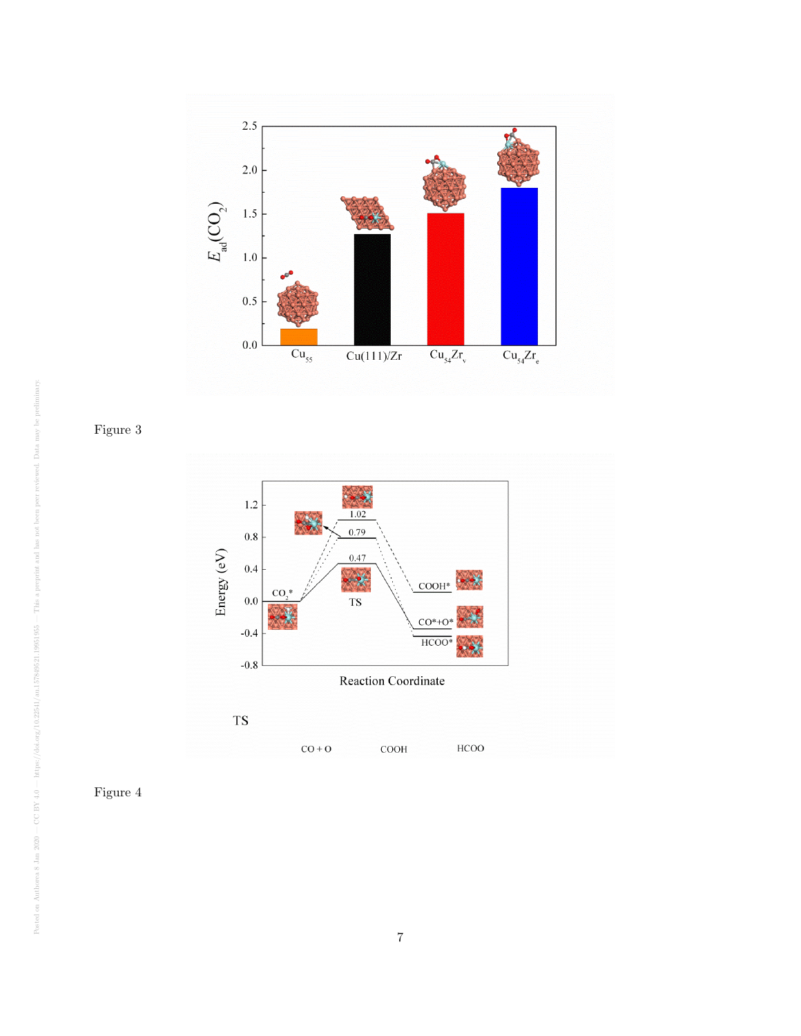Figure 3

Figure 4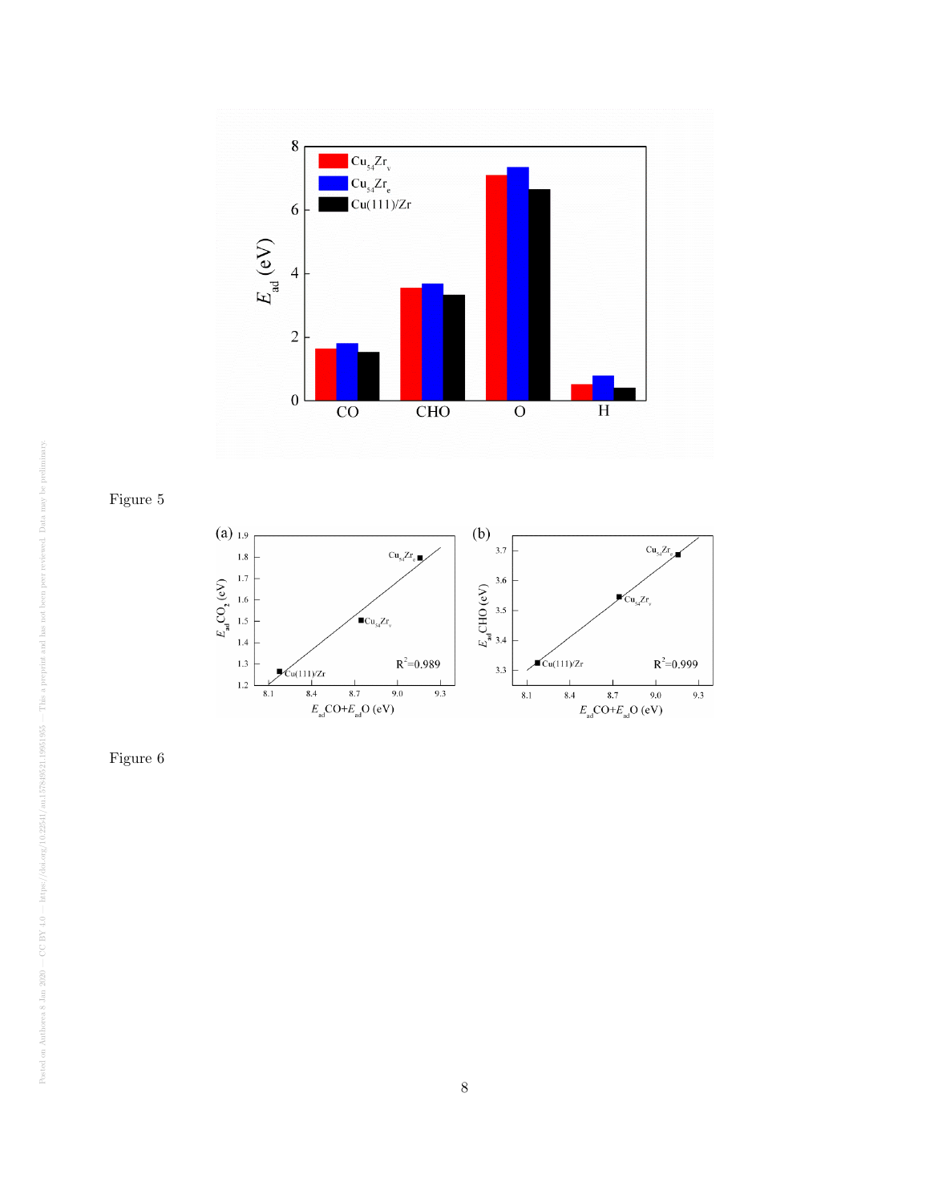Figure 5

Figure 6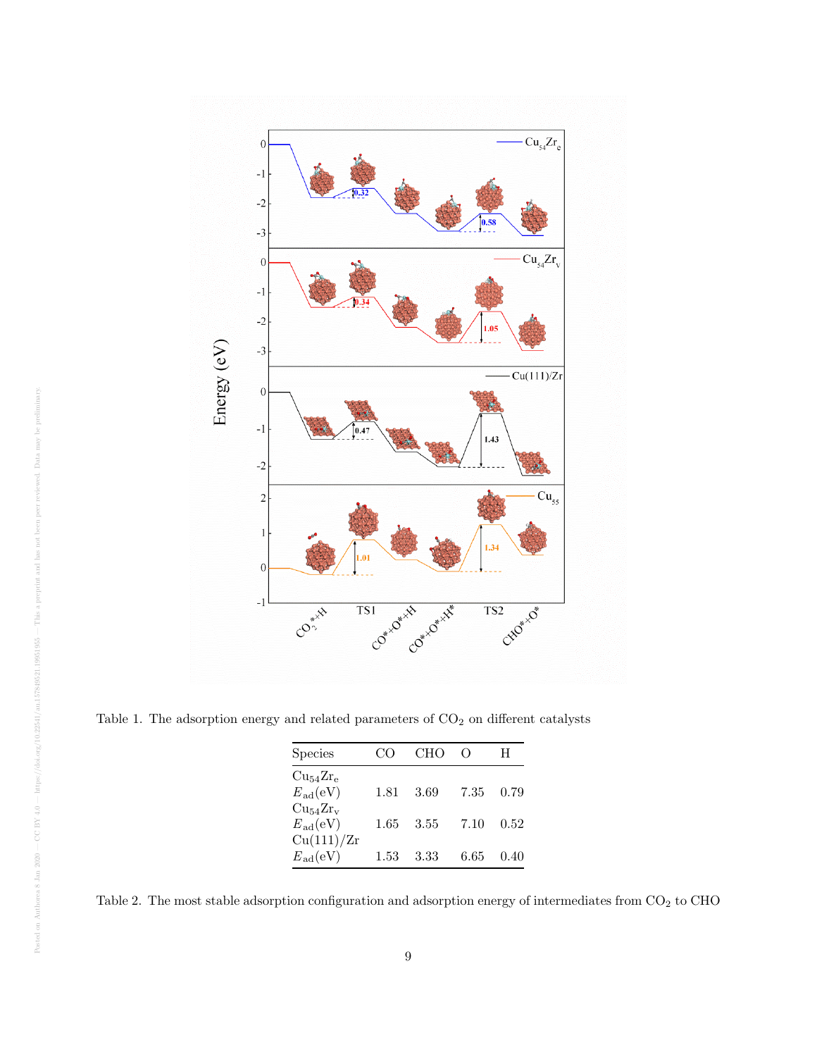Table 1. The adsorption energy and related parameters of $CO_2$ on different catalysts

| Species | CO | CHO | O | H |
| --- | --- | --- | --- | --- |
| $Cu_{54}Zr_e$ | | | | |
| $E_{ad}$(eV) | 1.81 | 3.69 | 7.35 | 0.79 |
| $Cu_{54}Zr_v$ | | | | |
| $E_{ad}$(eV) | 1.65 | 3.55 | 7.10 | 0.52 |
| Cu(111)/Zr | | | | |
| $E_{ad}$(eV) | 1.53 | 3.33 | 6.65 | 0.40 |

Table 2. The most stable adsorption configuration and adsorption energy of intermediates from $CO_2$ to CHO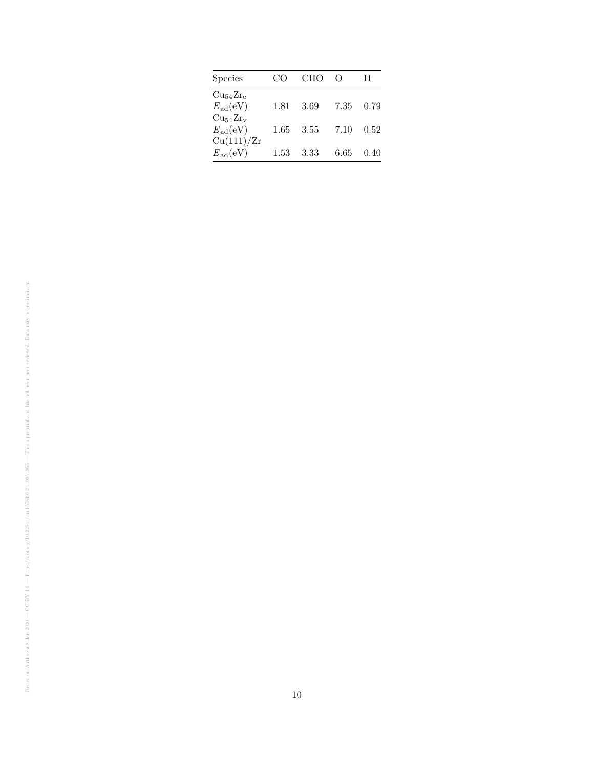| Species | CO | CHO | O | H |
|---|---|---|---|---|
| $Cu_{54}Zr_e$ | | | | |
| $E_{ad}$(eV) | 1.81 | 3.69 | 7.35 | 0.79 |
| $Cu_{54}Zr_v$ | | | | |
| $E_{ad}$(eV) | 1.65 | 3.55 | 7.10 | 0.52 |
| Cu(111)/Zr | | | | |
| $E_{ad}$(eV) | 1.53 | 3.33 | 6.65 | 0.40 |